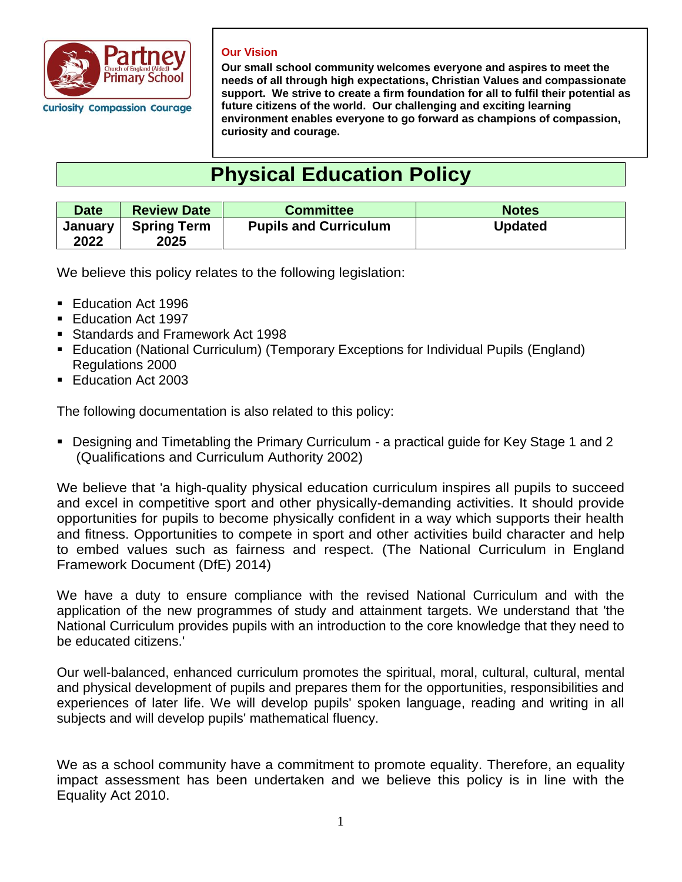Partney Church of England (Aided) Primary School

Curiosity Compassion Courage

**Our Vision**

**Our small school community welcomes everyone and aspires to meet the needs of all through high expectations, Christian Values and compassionate support. We strive to create a firm foundation for all to fulfil their potential as future citizens of the world. Our challenging and exciting learning environment enables everyone to go forward as champions of compassion, curiosity and courage.**

# Physical Education Policy

| Date | Review Date | Committee | Notes |
|---|---|---|---|
| January 2022 | Spring Term 2025 | Pupils and Curriculum | Updated |

We believe this policy relates to the following legislation:

- Education Act 1996
- Education Act 1997
- Standards and Framework Act 1998
- Education (National Curriculum) (Temporary Exceptions for Individual Pupils (England) Regulations 2000
- Education Act 2003

The following documentation is also related to this policy:

- Designing and Timetabling the Primary Curriculum - a practical guide for Key Stage 1 and 2 (Qualifications and Curriculum Authority 2002)

We believe that 'a high-quality physical education curriculum inspires all pupils to succeed and excel in competitive sport and other physically-demanding activities. It should provide opportunities for pupils to become physically confident in a way which supports their health and fitness. Opportunities to compete in sport and other activities build character and help to embed values such as fairness and respect. (The National Curriculum in England Framework Document (DfE) 2014)

We have a duty to ensure compliance with the revised National Curriculum and with the application of the new programmes of study and attainment targets. We understand that 'the National Curriculum provides pupils with an introduction to the core knowledge that they need to be educated citizens.'

Our well-balanced, enhanced curriculum promotes the spiritual, moral, cultural, cultural, mental and physical development of pupils and prepares them for the opportunities, responsibilities and experiences of later life. We will develop pupils' spoken language, reading and writing in all subjects and will develop pupils' mathematical fluency.

We as a school community have a commitment to promote equality. Therefore, an equality impact assessment has been undertaken and we believe this policy is in line with the Equality Act 2010.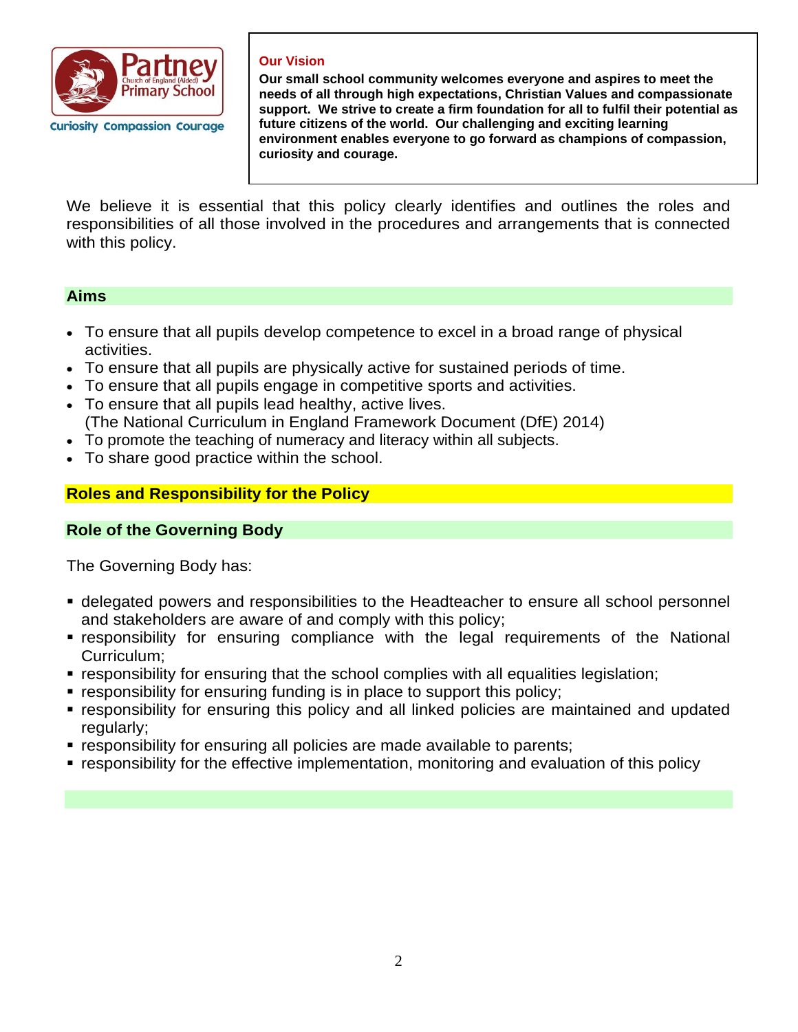Partney Church of England (Aided) Primary School

Curiosity Compassion Courage

**Our Vision**

**Our small school community welcomes everyone and aspires to meet the needs of all through high expectations, Christian Values and compassionate support. We strive to create a firm foundation for all to fulfil their potential as future citizens of the world. Our challenging and exciting learning environment enables everyone to go forward as champions of compassion, curiosity and courage.**

We believe it is essential that this policy clearly identifies and outlines the roles and responsibilities of all those involved in the procedures and arrangements that is connected with this policy.

## Aims

- To ensure that all pupils develop competence to excel in a broad range of physical activities.
- To ensure that all pupils are physically active for sustained periods of time.
- To ensure that all pupils engage in competitive sports and activities.
- To ensure that all pupils lead healthy, active lives.
  (The National Curriculum in England Framework Document (DfE) 2014)
- To promote the teaching of numeracy and literacy within all subjects.
- To share good practice within the school.

## Roles and Responsibility for the Policy

### Role of the Governing Body

The Governing Body has:

- delegated powers and responsibilities to the Headteacher to ensure all school personnel and stakeholders are aware of and comply with this policy;
- responsibility for ensuring compliance with the legal requirements of the National Curriculum;
- responsibility for ensuring that the school complies with all equalities legislation;
- responsibility for ensuring funding is in place to support this policy;
- responsibility for ensuring this policy and all linked policies are maintained and updated regularly;
- responsibility for ensuring all policies are made available to parents;
- responsibility for the effective implementation, monitoring and evaluation of this policy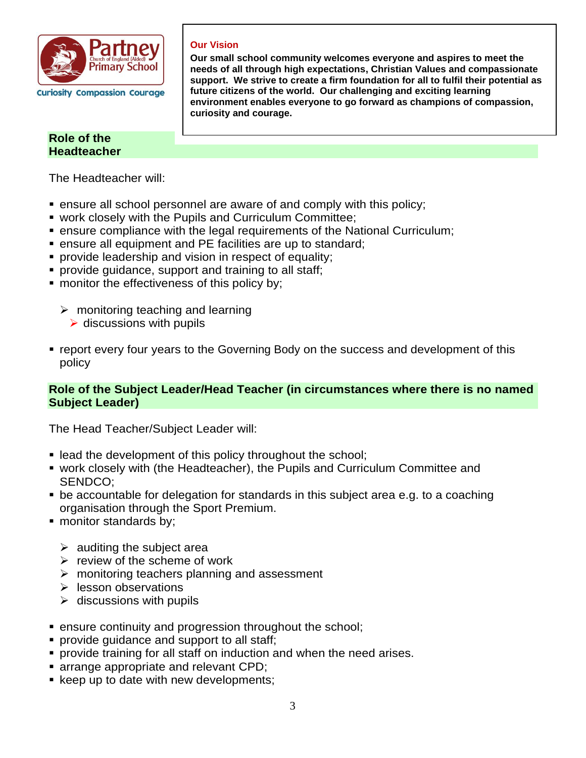Partney Church of England (Aided) Primary School

Curiosity Compassion Courage

**Our Vision**

**Our small school community welcomes everyone and aspires to meet the needs of all through high expectations, Christian Values and compassionate support. We strive to create a firm foundation for all to fulfil their potential as future citizens of the world. Our challenging and exciting learning environment enables everyone to go forward as champions of compassion, curiosity and courage.**

## Role of the Headteacher

The Headteacher will:

- ensure all school personnel are aware of and comply with this policy;
- work closely with the Pupils and Curriculum Committee;
- ensure compliance with the legal requirements of the National Curriculum;
- ensure all equipment and PE facilities are up to standard;
- provide leadership and vision in respect of equality;
- provide guidance, support and training to all staff;
- monitor the effectiveness of this policy by;
  - monitoring teaching and learning
  - discussions with pupils
- report every four years to the Governing Body on the success and development of this policy

## Role of the Subject Leader/Head Teacher (in circumstances where there is no named Subject Leader)

The Head Teacher/Subject Leader will:

- lead the development of this policy throughout the school;
- work closely with (the Headteacher), the Pupils and Curriculum Committee and SENDCO;
- be accountable for delegation for standards in this subject area e.g. to a coaching organisation through the Sport Premium.
- monitor standards by;
  - auditing the subject area
  - review of the scheme of work
  - monitoring teachers planning and assessment
  - lesson observations
  - discussions with pupils
- ensure continuity and progression throughout the school;
- provide guidance and support to all staff;
- provide training for all staff on induction and when the need arises.
- arrange appropriate and relevant CPD;
- keep up to date with new developments;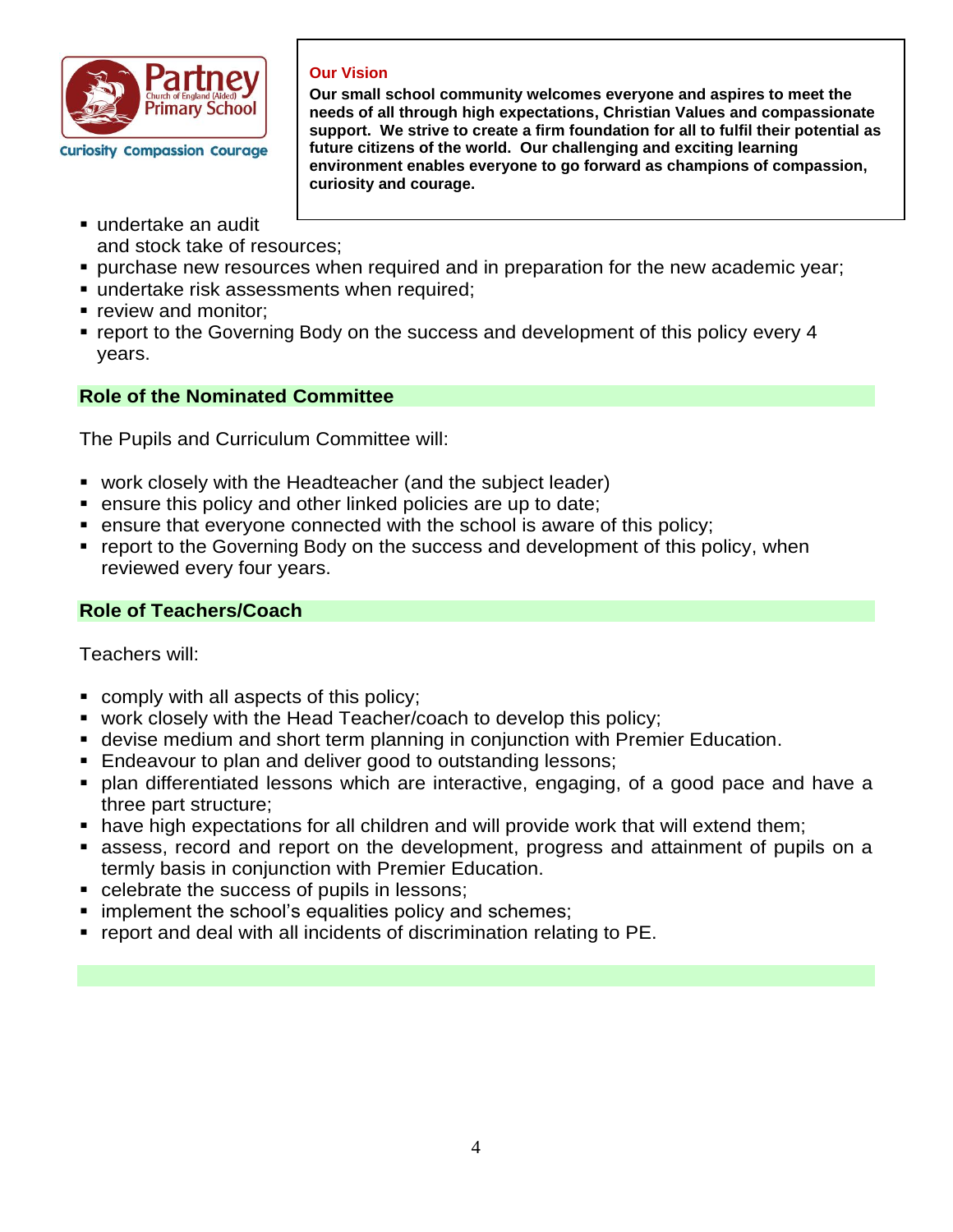**Our Vision**

**Our small school community welcomes everyone and aspires to meet the needs of all through high expectations, Christian Values and compassionate support. We strive to create a firm foundation for all to fulfil their potential as future citizens of the world. Our challenging and exciting learning environment enables everyone to go forward as champions of compassion, curiosity and courage.**

- undertake an audit and stock take of resources;
- purchase new resources when required and in preparation for the new academic year;
- undertake risk assessments when required;
- review and monitor;
- report to the Governing Body on the success and development of this policy every 4 years.

## Role of the Nominated Committee

The Pupils and Curriculum Committee will:

- work closely with the Headteacher (and the subject leader)
- ensure this policy and other linked policies are up to date;
- ensure that everyone connected with the school is aware of this policy;
- report to the Governing Body on the success and development of this policy, when reviewed every four years.

## Role of Teachers/Coach

Teachers will:

- comply with all aspects of this policy;
- work closely with the Head Teacher/coach to develop this policy;
- devise medium and short term planning in conjunction with Premier Education.
- Endeavour to plan and deliver good to outstanding lessons;
- plan differentiated lessons which are interactive, engaging, of a good pace and have a three part structure;
- have high expectations for all children and will provide work that will extend them;
- assess, record and report on the development, progress and attainment of pupils on a termly basis in conjunction with Premier Education.
- celebrate the success of pupils in lessons;
- implement the school's equalities policy and schemes;
- report and deal with all incidents of discrimination relating to PE.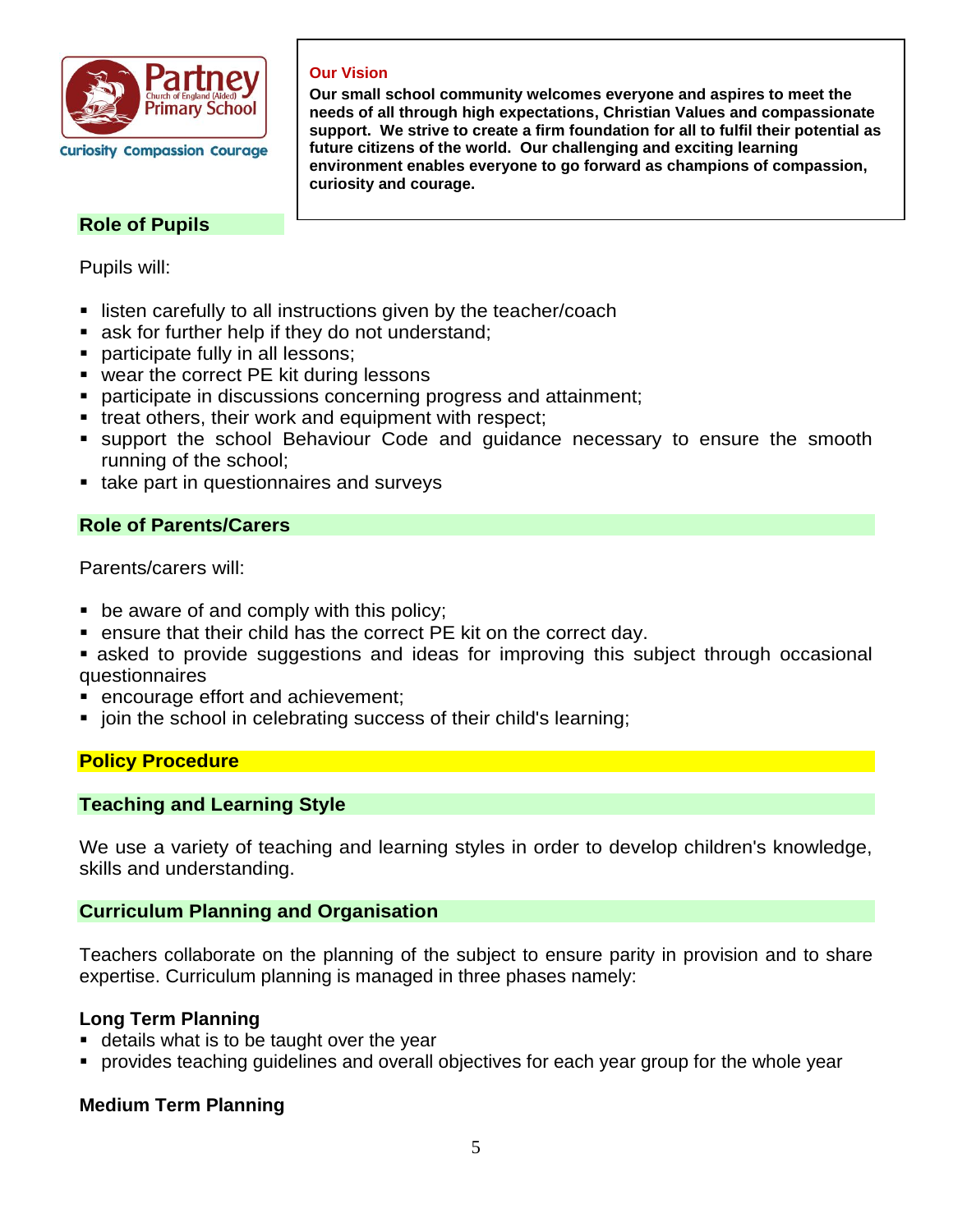**Our Vision**

**Our small school community welcomes everyone and aspires to meet the needs of all through high expectations, Christian Values and compassionate support. We strive to create a firm foundation for all to fulfil their potential as future citizens of the world. Our challenging and exciting learning environment enables everyone to go forward as champions of compassion, curiosity and courage.**

## Role of Pupils

Pupils will:

- listen carefully to all instructions given by the teacher/coach
- ask for further help if they do not understand;
- participate fully in all lessons;
- wear the correct PE kit during lessons
- participate in discussions concerning progress and attainment;
- treat others, their work and equipment with respect;
- support the school Behaviour Code and guidance necessary to ensure the smooth running of the school;
- take part in questionnaires and surveys

## Role of Parents/Carers

Parents/carers will:

- be aware of and comply with this policy;
- ensure that their child has the correct PE kit on the correct day.
- asked to provide suggestions and ideas for improving this subject through occasional questionnaires
- encourage effort and achievement;
- join the school in celebrating success of their child's learning;

## Policy Procedure

## Teaching and Learning Style

We use a variety of teaching and learning styles in order to develop children's knowledge, skills and understanding.

## Curriculum Planning and Organisation

Teachers collaborate on the planning of the subject to ensure parity in provision and to share expertise. Curriculum planning is managed in three phases namely:

### Long Term Planning

- details what is to be taught over the year
- provides teaching guidelines and overall objectives for each year group for the whole year

### Medium Term Planning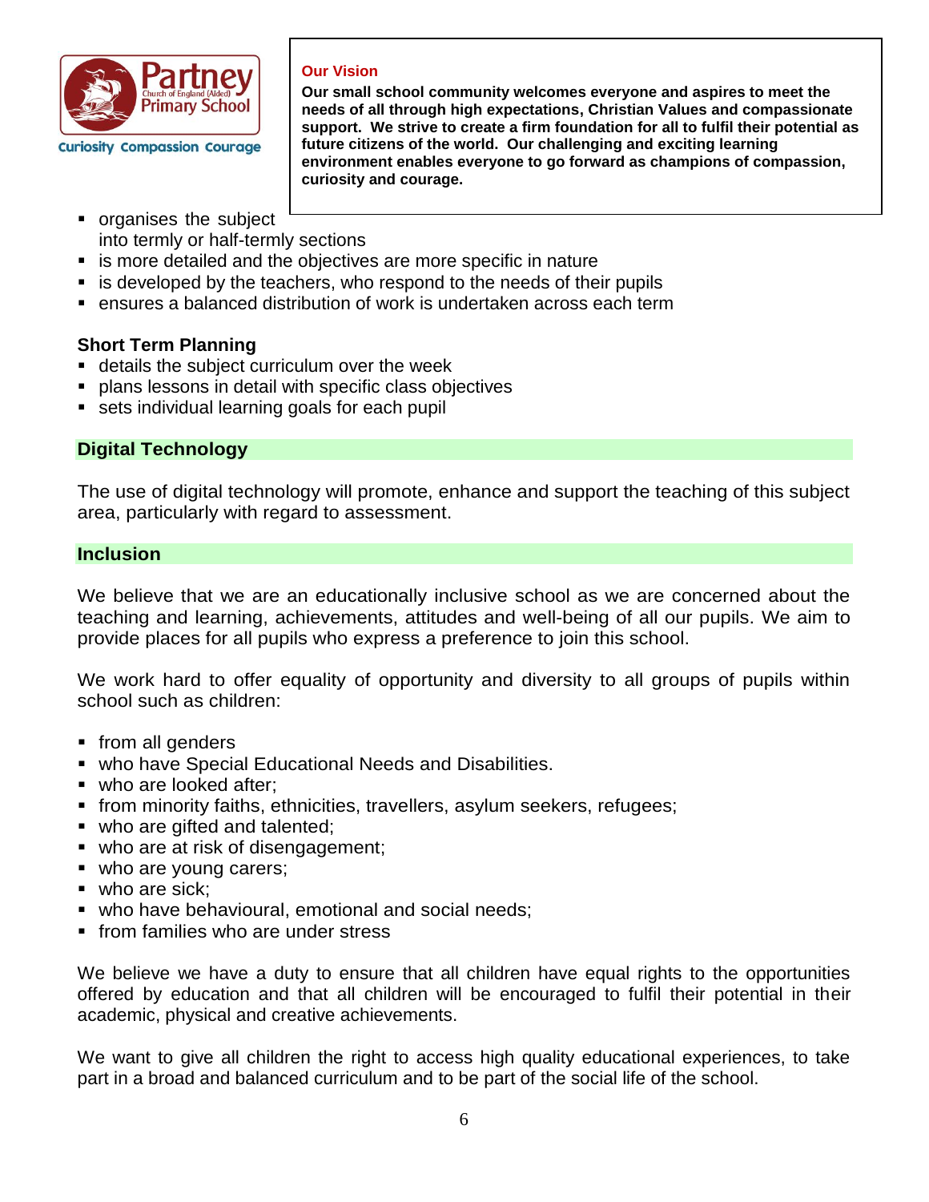**Our Vision**

**Our small school community welcomes everyone and aspires to meet the needs of all through high expectations, Christian Values and compassionate support. We strive to create a firm foundation for all to fulfil their potential as future citizens of the world. Our challenging and exciting learning environment enables everyone to go forward as champions of compassion, curiosity and courage.**

- organises the subject into termly or half-termly sections
- is more detailed and the objectives are more specific in nature
- is developed by the teachers, who respond to the needs of their pupils
- ensures a balanced distribution of work is undertaken across each term

**Short Term Planning**

- details the subject curriculum over the week
- plans lessons in detail with specific class objectives
- sets individual learning goals for each pupil

## Digital Technology

The use of digital technology will promote, enhance and support the teaching of this subject area, particularly with regard to assessment.

## Inclusion

We believe that we are an educationally inclusive school as we are concerned about the teaching and learning, achievements, attitudes and well-being of all our pupils. We aim to provide places for all pupils who express a preference to join this school.

We work hard to offer equality of opportunity and diversity to all groups of pupils within school such as children:

- from all genders
- who have Special Educational Needs and Disabilities.
- who are looked after;
- from minority faiths, ethnicities, travellers, asylum seekers, refugees;
- who are gifted and talented;
- who are at risk of disengagement;
- who are young carers;
- who are sick;
- who have behavioural, emotional and social needs;
- from families who are under stress

We believe we have a duty to ensure that all children have equal rights to the opportunities offered by education and that all children will be encouraged to fulfil their potential in their academic, physical and creative achievements.

We want to give all children the right to access high quality educational experiences, to take part in a broad and balanced curriculum and to be part of the social life of the school.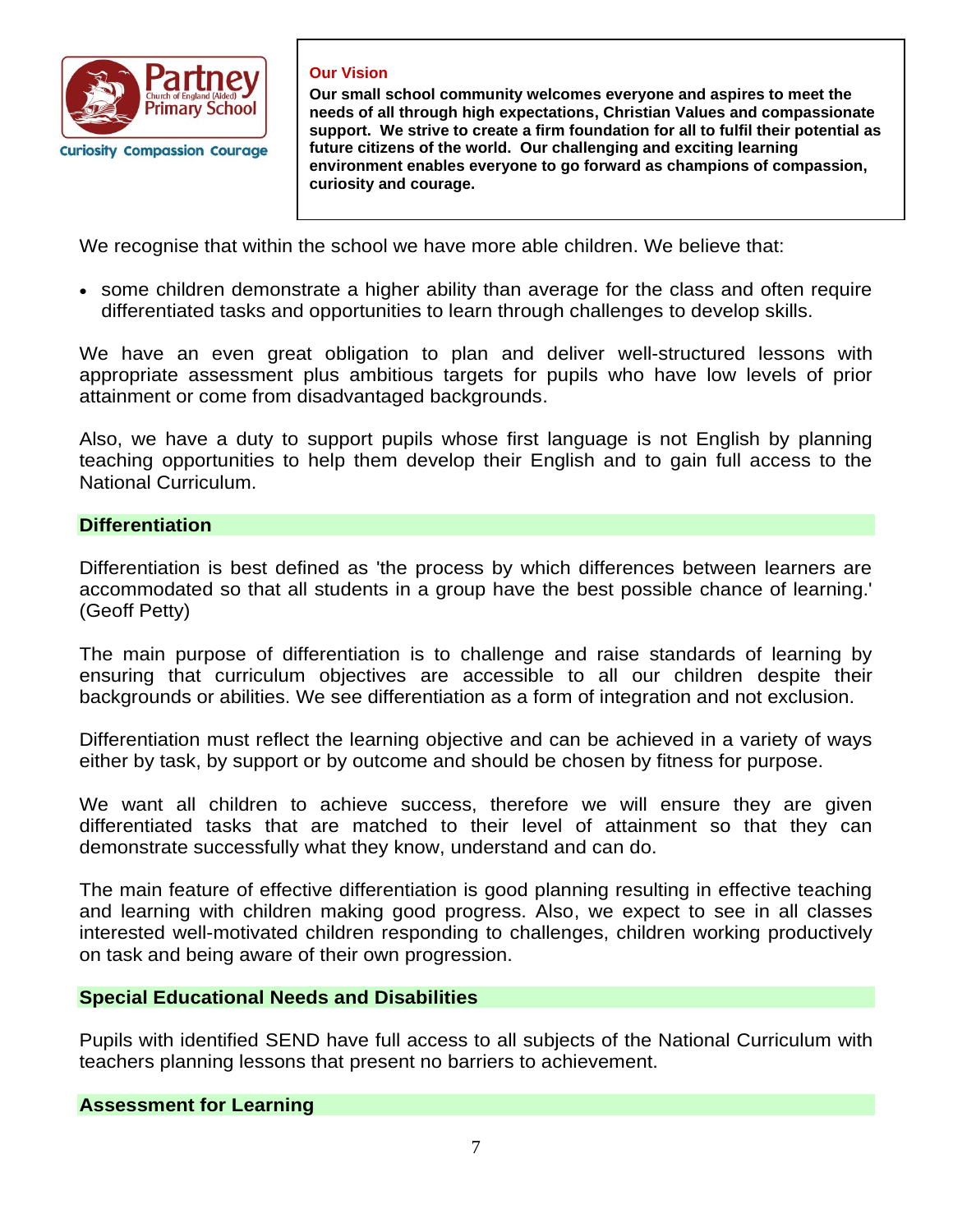Partney Church of England (Aided) Primary School

Curiosity Compassion Courage

**Our Vision**

**Our small school community welcomes everyone and aspires to meet the needs of all through high expectations, Christian Values and compassionate support. We strive to create a firm foundation for all to fulfil their potential as future citizens of the world. Our challenging and exciting learning environment enables everyone to go forward as champions of compassion, curiosity and courage.**

We recognise that within the school we have more able children. We believe that:

- some children demonstrate a higher ability than average for the class and often require differentiated tasks and opportunities to learn through challenges to develop skills.

We have an even great obligation to plan and deliver well-structured lessons with appropriate assessment plus ambitious targets for pupils who have low levels of prior attainment or come from disadvantaged backgrounds.

Also, we have a duty to support pupils whose first language is not English by planning teaching opportunities to help them develop their English and to gain full access to the National Curriculum.

## Differentiation

Differentiation is best defined as 'the process by which differences between learners are accommodated so that all students in a group have the best possible chance of learning.' (Geoff Petty)

The main purpose of differentiation is to challenge and raise standards of learning by ensuring that curriculum objectives are accessible to all our children despite their backgrounds or abilities. We see differentiation as a form of integration and not exclusion.

Differentiation must reflect the learning objective and can be achieved in a variety of ways either by task, by support or by outcome and should be chosen by fitness for purpose.

We want all children to achieve success, therefore we will ensure they are given differentiated tasks that are matched to their level of attainment so that they can demonstrate successfully what they know, understand and can do.

The main feature of effective differentiation is good planning resulting in effective teaching and learning with children making good progress. Also, we expect to see in all classes interested well-motivated children responding to challenges, children working productively on task and being aware of their own progression.

## Special Educational Needs and Disabilities

Pupils with identified SEND have full access to all subjects of the National Curriculum with teachers planning lessons that present no barriers to achievement.

## Assessment for Learning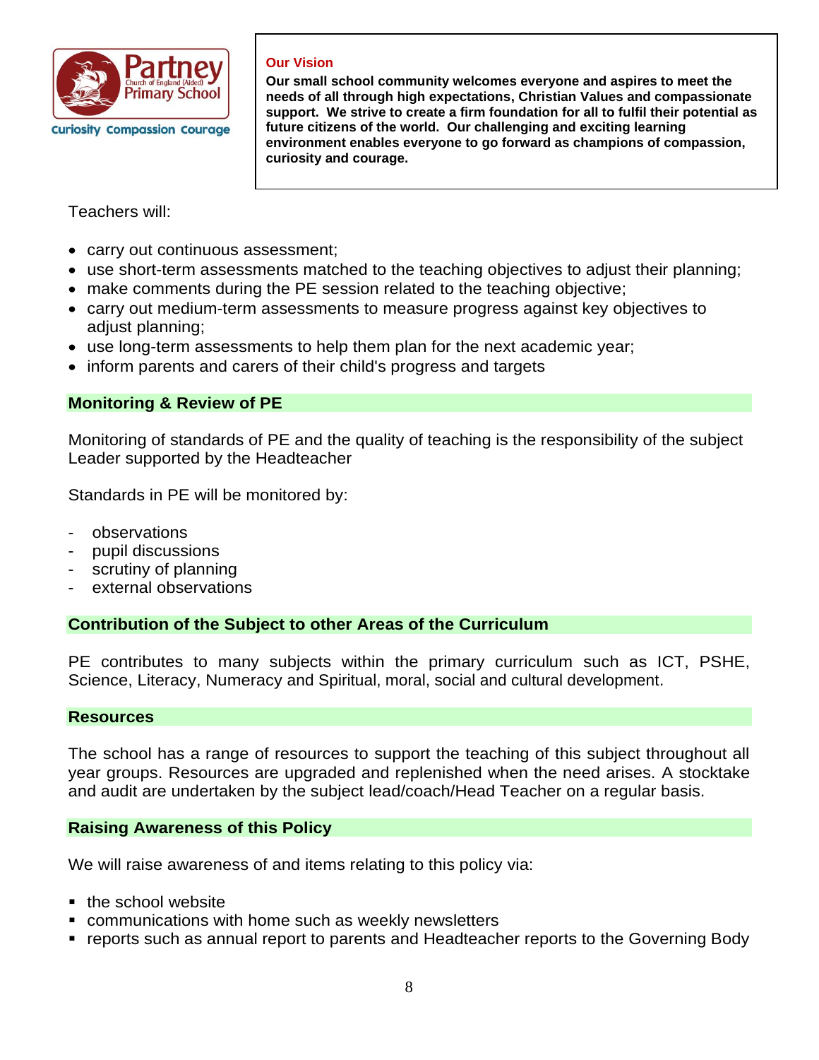**Our Vision**

**Our small school community welcomes everyone and aspires to meet the needs of all through high expectations, Christian Values and compassionate support. We strive to create a firm foundation for all to fulfil their potential as future citizens of the world. Our challenging and exciting learning environment enables everyone to go forward as champions of compassion, curiosity and courage.**

Teachers will:

- carry out continuous assessment;
- use short-term assessments matched to the teaching objectives to adjust their planning;
- make comments during the PE session related to the teaching objective;
- carry out medium-term assessments to measure progress against key objectives to adjust planning;
- use long-term assessments to help them plan for the next academic year;
- inform parents and carers of their child's progress and targets

## Monitoring & Review of PE

Monitoring of standards of PE and the quality of teaching is the responsibility of the subject Leader supported by the Headteacher

Standards in PE will be monitored by:

- observations
- pupil discussions
- scrutiny of planning
- external observations

## Contribution of the Subject to other Areas of the Curriculum

PE contributes to many subjects within the primary curriculum such as ICT, PSHE, Science, Literacy, Numeracy and Spiritual, moral, social and cultural development.

## Resources

The school has a range of resources to support the teaching of this subject throughout all year groups. Resources are upgraded and replenished when the need arises. A stocktake and audit are undertaken by the subject lead/coach/Head Teacher on a regular basis.

## Raising Awareness of this Policy

We will raise awareness of and items relating to this policy via:

- the school website
- communications with home such as weekly newsletters
- reports such as annual report to parents and Headteacher reports to the Governing Body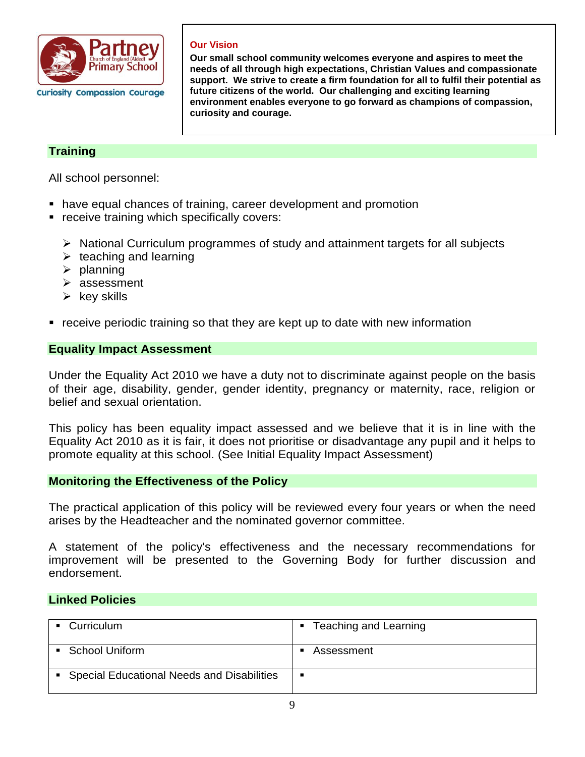Partney Church of England (Aided) Primary School

Curiosity Compassion Courage

**Our Vision**

**Our small school community welcomes everyone and aspires to meet the needs of all through high expectations, Christian Values and compassionate support. We strive to create a firm foundation for all to fulfil their potential as future citizens of the world. Our challenging and exciting learning environment enables everyone to go forward as champions of compassion, curiosity and courage.**

## Training

All school personnel:

- have equal chances of training, career development and promotion
- receive training which specifically covers:
  - National Curriculum programmes of study and attainment targets for all subjects
  - teaching and learning
  - planning
  - assessment
  - key skills
- receive periodic training so that they are kept up to date with new information

## Equality Impact Assessment

Under the Equality Act 2010 we have a duty not to discriminate against people on the basis of their age, disability, gender, gender identity, pregnancy or maternity, race, religion or belief and sexual orientation.

This policy has been equality impact assessed and we believe that it is in line with the Equality Act 2010 as it is fair, it does not prioritise or disadvantage any pupil and it helps to promote equality at this school. (See Initial Equality Impact Assessment)

## Monitoring the Effectiveness of the Policy

The practical application of this policy will be reviewed every four years or when the need arises by the Headteacher and the nominated governor committee.

A statement of the policy's effectiveness and the necessary recommendations for improvement will be presented to the Governing Body for further discussion and endorsement.

## Linked Policies

| | |
|---|---|
| ▪ Curriculum | ▪ Teaching and Learning |
| ▪ School Uniform | ▪ Assessment |
| ▪ Special Educational Needs and Disabilities | ▪ |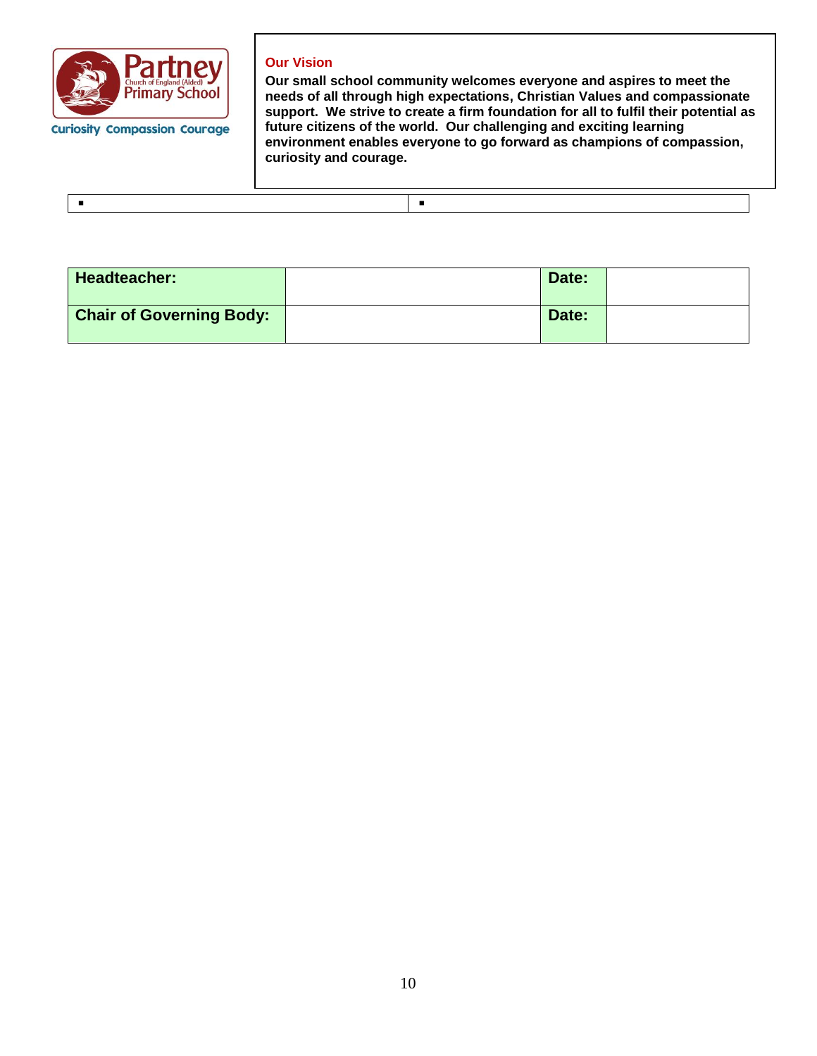Partney Church of England (Aided) Primary School

Curiosity Compassion Courage

**Our Vision**

**Our small school community welcomes everyone and aspires to meet the needs of all through high expectations, Christian Values and compassionate support. We strive to create a firm foundation for all to fulfil their potential as future citizens of the world. Our challenging and exciting learning environment enables everyone to go forward as champions of compassion, curiosity and courage.**

| ▪ | ▪ |
|---|---|

| **Headteacher:** | | **Date:** | |
|---|---|---|---|
| **Chair of Governing Body:** | | **Date:** | |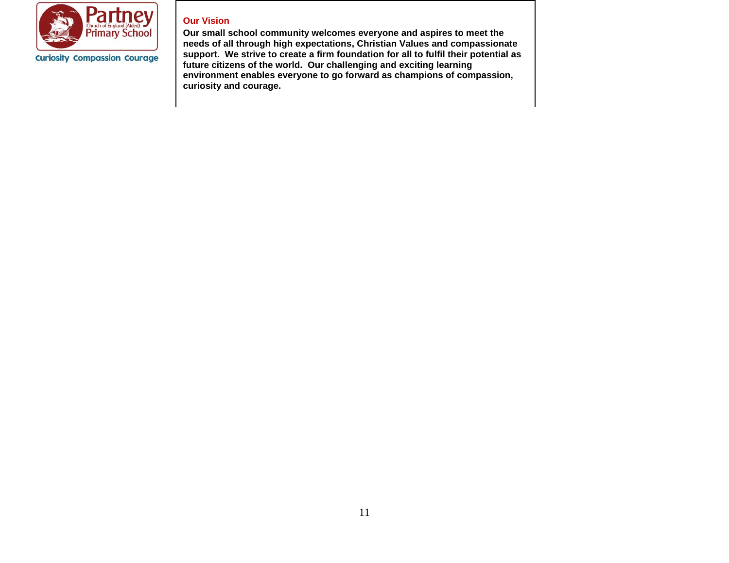Partney Church of England (Aided) Primary School

Curiosity Compassion Courage

**Our Vision**

**Our small school community welcomes everyone and aspires to meet the needs of all through high expectations, Christian Values and compassionate support. We strive to create a firm foundation for all to fulfil their potential as future citizens of the world. Our challenging and exciting learning environment enables everyone to go forward as champions of compassion, curiosity and courage.**